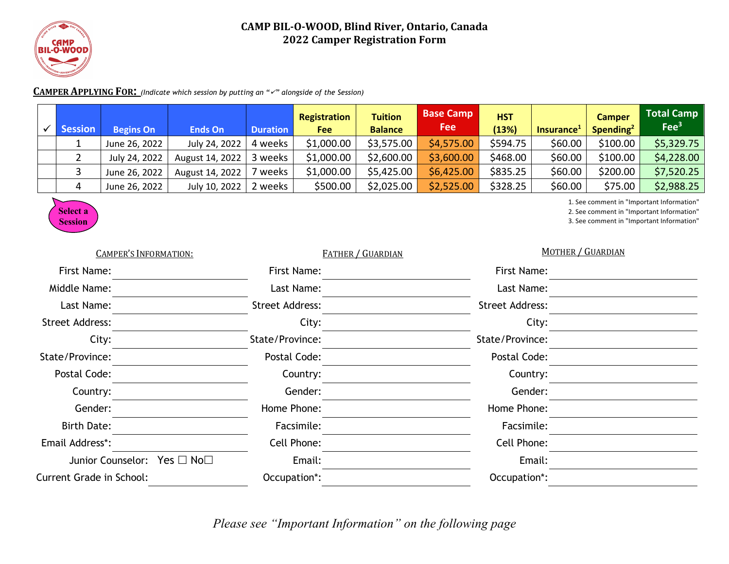# CAMP BIL-O-WOOD, Blind River, Ontario, Canada
## 2022 Camper Registration Form

**CAMPER APPLYING FOR:** *(Indicate which session by putting an "✓" alongside of the Session)*

| ✓ | Session | Begins On | Ends On | Duration | Registration Fee | Tuition Balance | Base Camp Fee | HST (13%) | Insurance[1] | Camper Spending[2] | Total Camp Fee[3] |
|---|---|---|---|---|---|---|---|---|---|---|---|
| | 1 | June 26, 2022 | July 24, 2022 | 4 weeks | $1,000.00 | $3,575.00 | $4,575.00 | $594.75 | $60.00 | $100.00 | $5,329.75 |
| | 2 | July 24, 2022 | August 14, 2022 | 3 weeks | $1,000.00 | $2,600.00 | $3,600.00 | $468.00 | $60.00 | $100.00 | $4,228.00 |
| | 3 | June 26, 2022 | August 14, 2022 | 7 weeks | $1,000.00 | $5,425.00 | $6,425.00 | $835.25 | $60.00 | $200.00 | $7,520.25 |
| | 4 | June 26, 2022 | July 10, 2022 | 2 weeks | $500.00 | $2,025.00 | $2,525.00 | $328.25 | $60.00 | $75.00 | $2,988.25 |

Select a Session

1. See comment in "Important Information"
2. See comment in "Important Information"
3. See comment in "Important Information"

**CAMPER'S INFORMATION:**

First Name: ____________________

Middle Name: ____________________

Last Name: ____________________

Street Address: ____________________

City: ____________________

State/Province: ____________________

Postal Code: ____________________

Country: ____________________

Gender: ____________________

Birth Date: ____________________

Email Address*: ____________________

Junior Counselor: Yes ☐ No☐

Current Grade in School: ____________________

**FATHER / GUARDIAN**

First Name: ____________________

Last Name: ____________________

Street Address: ____________________

City: ____________________

State/Province: ____________________

Postal Code: ____________________

Country: ____________________

Gender: ____________________

Home Phone: ____________________

Facsimile: ____________________

Cell Phone: ____________________

Email: ____________________

Occupation*: ____________________

**MOTHER / GUARDIAN**

First Name: ____________________

Last Name: ____________________

Street Address: ____________________

City: ____________________

State/Province: ____________________

Postal Code: ____________________

Country: ____________________

Gender: ____________________

Home Phone: ____________________

Facsimile: ____________________

Cell Phone: ____________________

Email: ____________________

Occupation*: ____________________

*Please see "Important Information" on the following page*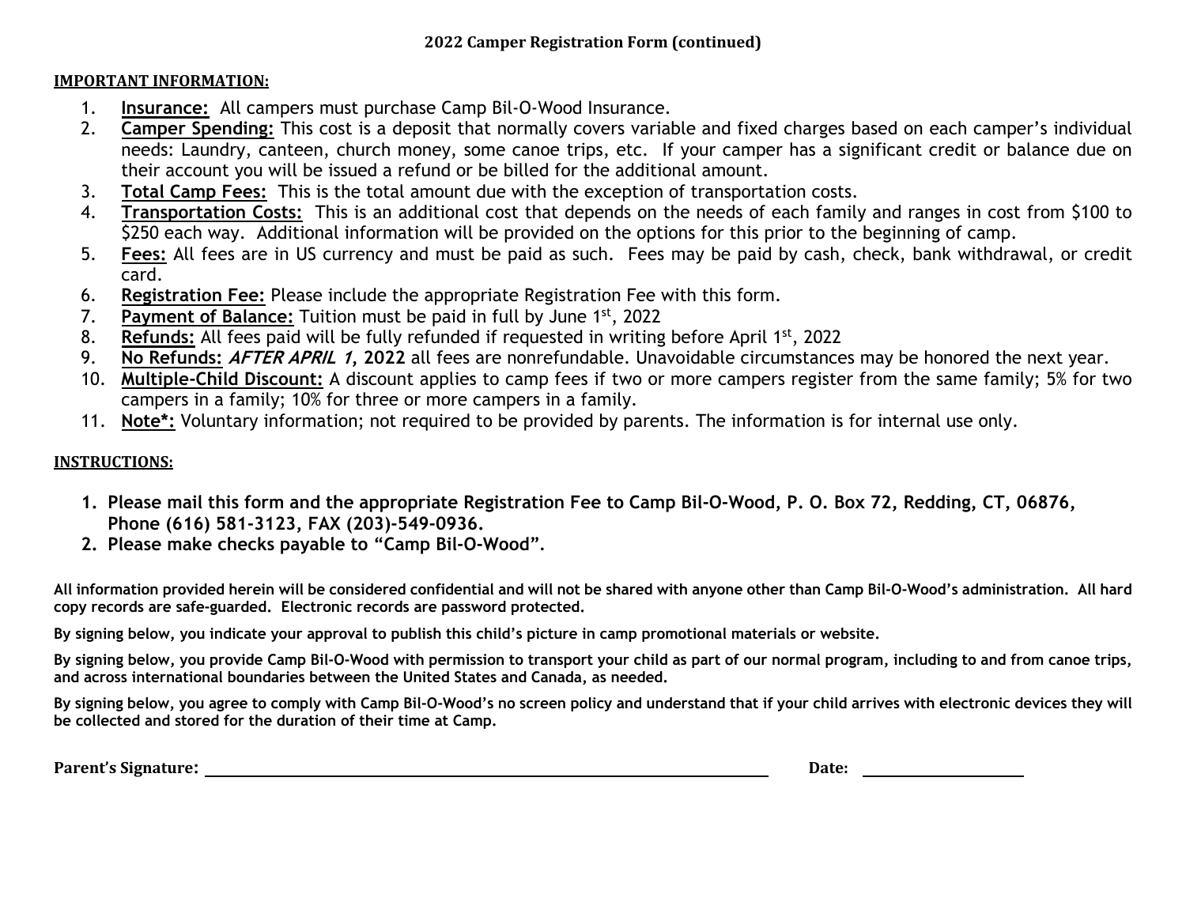**2022 Camper Registration Form (continued)**

**IMPORTANT INFORMATION:**

1. **Insurance:** All campers must purchase Camp Bil-O-Wood Insurance.
2. **Camper Spending:** This cost is a deposit that normally covers variable and fixed charges based on each camper's individual needs: Laundry, canteen, church money, some canoe trips, etc. If your camper has a significant credit or balance due on their account you will be issued a refund or be billed for the additional amount.
3. **Total Camp Fees:** This is the total amount due with the exception of transportation costs.
4. **Transportation Costs:** This is an additional cost that depends on the needs of each family and ranges in cost from $100 to $250 each way. Additional information will be provided on the options for this prior to the beginning of camp.
5. **Fees:** All fees are in US currency and must be paid as such. Fees may be paid by cash, check, bank withdrawal, or credit card.
6. **Registration Fee:** Please include the appropriate Registration Fee with this form.
7. **Payment of Balance:** Tuition must be paid in full by June 1st, 2022
8. **Refunds:** All fees paid will be fully refunded if requested in writing before April 1st, 2022
9. **No Refunds:** ***AFTER APRIL 1,* 2022** all fees are nonrefundable. Unavoidable circumstances may be honored the next year.
10. **Multiple-Child Discount:** A discount applies to camp fees if two or more campers register from the same family; 5% for two campers in a family; 10% for three or more campers in a family.
11. **Note*:** Voluntary information; not required to be provided by parents. The information is for internal use only.

**INSTRUCTIONS:**

1. **Please mail this form and the appropriate Registration Fee to Camp Bil-O-Wood, P. O. Box 72, Redding, CT, 06876, Phone (616) 581-3123, FAX (203)-549-0936.**
2. **Please make checks payable to "Camp Bil-O-Wood".**

**All information provided herein will be considered confidential and will not be shared with anyone other than Camp Bil-O-Wood's administration. All hard copy records are safe-guarded. Electronic records are password protected.**

**By signing below, you indicate your approval to publish this child's picture in camp promotional materials or website.**

**By signing below, you provide Camp Bil-O-Wood with permission to transport your child as part of our normal program, including to and from canoe trips, and across international boundaries between the United States and Canada, as needed.**

**By signing below, you agree to comply with Camp Bil-O-Wood's no screen policy and understand that if your child arrives with electronic devices they will be collected and stored for the duration of their time at Camp.**

**Parent's Signature:** ______________________________ **Date:** ______________